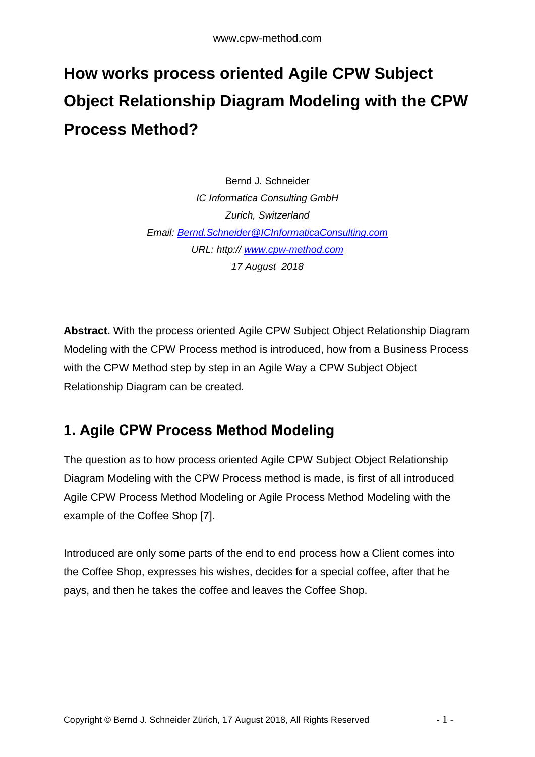# How works process oriented Agile CPW Subject Object Relationship Diagram Modeling with the CPW Process Method?

Bernd J. Schneider
*IC Informatica Consulting GmbH*
*Zurich, Switzerland*
*Email: [Bernd.Schneider@ICInformaticaConsulting.com](mailto:Bernd.Schneider@ICInformaticaConsulting.com)*
*URL: http:// [www.cpw-method.com](http://www.cpw-method.com)*
*17 August 2018*

**Abstract.** With the process oriented Agile CPW Subject Object Relationship Diagram Modeling with the CPW Process method is introduced, how from a Business Process with the CPW Method step by step in an Agile Way a CPW Subject Object Relationship Diagram can be created.

## 1. Agile CPW Process Method Modeling

The question as to how process oriented Agile CPW Subject Object Relationship Diagram Modeling with the CPW Process method is made, is first of all introduced Agile CPW Process Method Modeling or Agile Process Method Modeling with the example of the Coffee Shop [7].

Introduced are only some parts of the end to end process how a Client comes into the Coffee Shop, expresses his wishes, decides for a special coffee, after that he pays, and then he takes the coffee and leaves the Coffee Shop.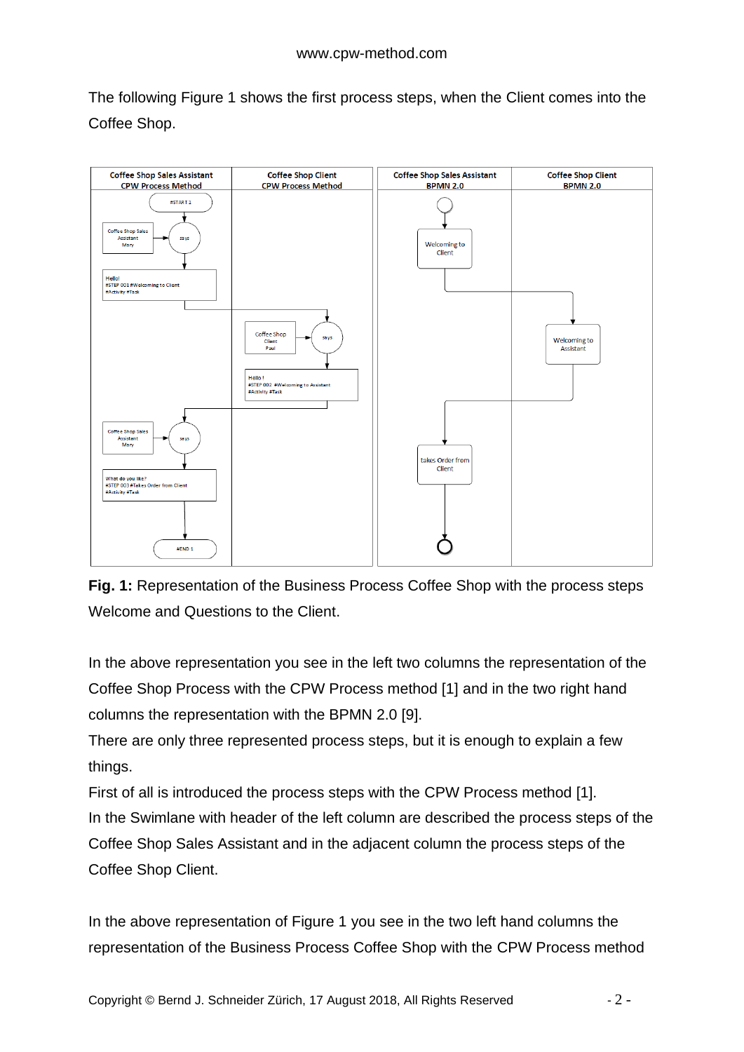The following Figure 1 shows the first process steps, when the Client comes into the Coffee Shop.

**Fig. 1:** Representation of the Business Process Coffee Shop with the process steps Welcome and Questions to the Client.

In the above representation you see in the left two columns the representation of the Coffee Shop Process with the CPW Process method [1] and in the two right hand columns the representation with the BPMN 2.0 [9].

There are only three represented process steps, but it is enough to explain a few things.

First of all is introduced the process steps with the CPW Process method [1].

In the Swimlane with header of the left column are described the process steps of the Coffee Shop Sales Assistant and in the adjacent column the process steps of the Coffee Shop Client.

In the above representation of Figure 1 you see in the two left hand columns the representation of the Business Process Coffee Shop with the CPW Process method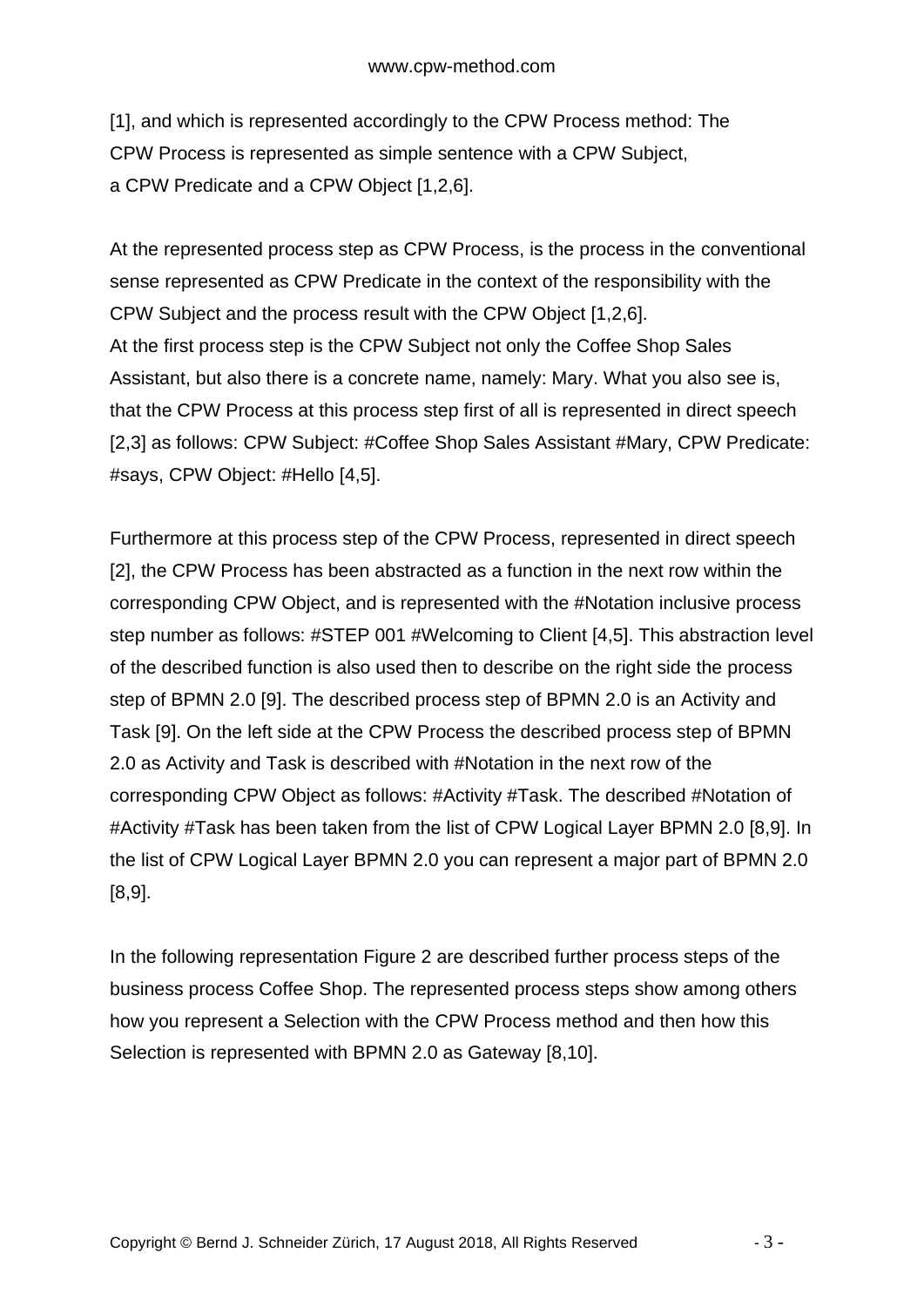[1], and which is represented accordingly to the CPW Process method: The CPW Process is represented as simple sentence with a CPW Subject, a CPW Predicate and a CPW Object [1,2,6].

At the represented process step as CPW Process, is the process in the conventional sense represented as CPW Predicate in the context of the responsibility with the CPW Subject and the process result with the CPW Object [1,2,6].
At the first process step is the CPW Subject not only the Coffee Shop Sales Assistant, but also there is a concrete name, namely: Mary. What you also see is, that the CPW Process at this process step first of all is represented in direct speech [2,3] as follows: CPW Subject: #Coffee Shop Sales Assistant #Mary, CPW Predicate: #says, CPW Object: #Hello [4,5].

Furthermore at this process step of the CPW Process, represented in direct speech [2], the CPW Process has been abstracted as a function in the next row within the corresponding CPW Object, and is represented with the #Notation inclusive process step number as follows: #STEP 001 #Welcoming to Client [4,5]. This abstraction level of the described function is also used then to describe on the right side the process step of BPMN 2.0 [9]. The described process step of BPMN 2.0 is an Activity and Task [9]. On the left side at the CPW Process the described process step of BPMN 2.0 as Activity and Task is described with #Notation in the next row of the corresponding CPW Object as follows: #Activity #Task. The described #Notation of #Activity #Task has been taken from the list of CPW Logical Layer BPMN 2.0 [8,9]. In the list of CPW Logical Layer BPMN 2.0 you can represent a major part of BPMN 2.0 [8,9].

In the following representation Figure 2 are described further process steps of the business process Coffee Shop. The represented process steps show among others how you represent a Selection with the CPW Process method and then how this Selection is represented with BPMN 2.0 as Gateway [8,10].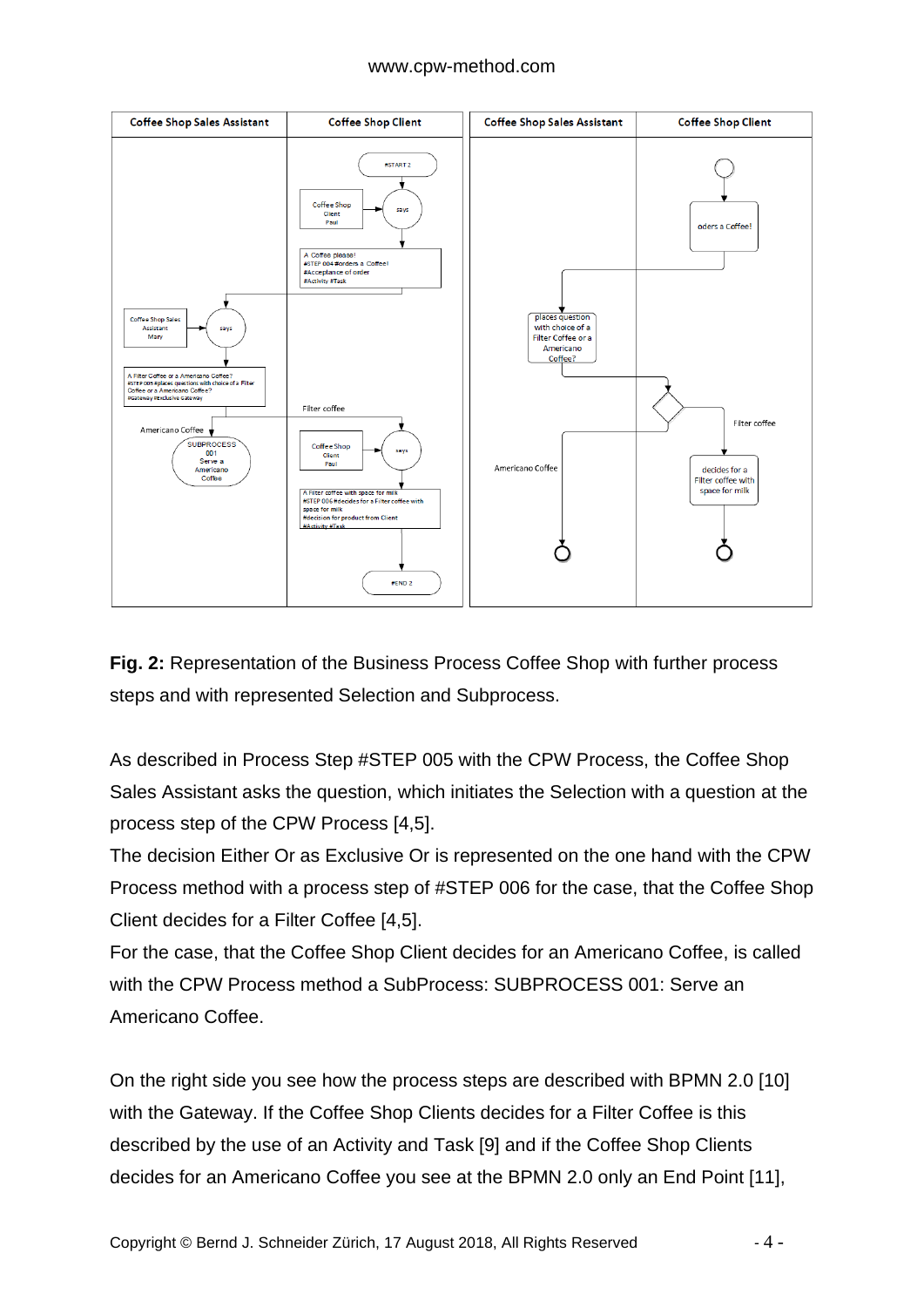Fig. 2: Representation of the Business Process Coffee Shop with further process steps and with represented Selection and Subprocess.

As described in Process Step #STEP 005 with the CPW Process, the Coffee Shop Sales Assistant asks the question, which initiates the Selection with a question at the process step of the CPW Process [4,5].

The decision Either Or as Exclusive Or is represented on the one hand with the CPW Process method with a process step of #STEP 006 for the case, that the Coffee Shop Client decides for a Filter Coffee [4,5].

For the case, that the Coffee Shop Client decides for an Americano Coffee, is called with the CPW Process method a SubProcess: SUBPROCESS 001: Serve an Americano Coffee.

On the right side you see how the process steps are described with BPMN 2.0 [10] with the Gateway. If the Coffee Shop Clients decides for a Filter Coffee is this described by the use of an Activity and Task [9] and if the Coffee Shop Clients decides for an Americano Coffee you see at the BPMN 2.0 only an End Point [11],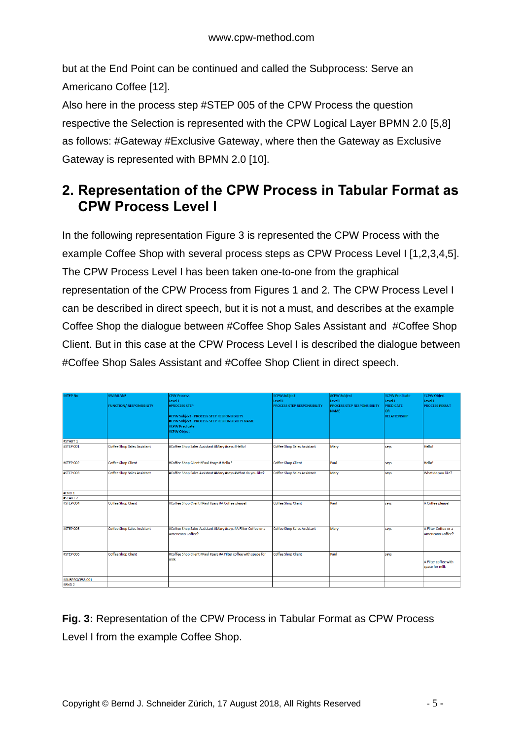but at the End Point can be continued and called the Subprocess: Serve an Americano Coffee [12].

Also here in the process step #STEP 005 of the CPW Process the question respective the Selection is represented with the CPW Logical Layer BPMN 2.0 [5,8] as follows: #Gateway #Exclusive Gateway, where then the Gateway as Exclusive Gateway is represented with BPMN 2.0 [10].

## 2. Representation of the CPW Process in Tabular Format as CPW Process Level I

In the following representation Figure 3 is represented the CPW Process with the example Coffee Shop with several process steps as CPW Process Level I [1,2,3,4,5]. The CPW Process Level I has been taken one-to-one from the graphical representation of the CPW Process from Figures 1 and 2. The CPW Process Level I can be described in direct speech, but it is not a must, and describes at the example Coffee Shop the dialogue between #Coffee Shop Sales Assistant and #Coffee Shop Client. But in this case at the CPW Process Level I is described the dialogue between #Coffee Shop Sales Assistant and #Coffee Shop Client in direct speech.

| #STEP No | SWIMLANE FUNCTION/ RESPONSIBILITY | CPW Process Level I #PROCESS STEP #CPW Subject - PROCESS STEP RESPONSIBILITY #CPW Subject - PROCESS STEP RESPONSIBILITY NAME #CPW Predicate #CPW Object | #CPW Subject Level I PROCESS STEP RESPONSIBILITY | #CPW Subject Level I PROCESS STEP RESPONSIBILITY NAME | #CPW Predicate Level I PREDICATE OR RELATIONSHIP | #CPW Object Level I PROCESS RESULT |
|---|---|---|---|---|---|---|
| #START 1 | | | | | | |
| #STEP 001 | Coffee Shop Sales Assistant | #Coffee Shop Sales Assistant #Mary #says #Hello! | Coffee Shop Sales Assistant | Mary | says | Hello! |
| #STEP 002 | Coffee Shop Client | #Coffee Shop Client #Paul #says # Hello ! | Coffee Shop Client | Paul | says | Hello! |
| #STEP 003 | Coffee Shop Sales Assistant | #Coffee Shop Sales Assistant #Mary #says #What do you like? | Coffee Shop Sales Assistant | Mary | says | What do you like? |
| #END 1 | | | | | | |
| #START 2 | | | | | | |
| #STEP 004 | Coffee Shop Client | #Coffee Shop Client #Paul #says #A Coffee please! | Coffee Shop Client | Paul | says | A Coffee please! |
| #STEP 005 | Coffee Shop Sales Assistant | #Coffee Shop Sales Assistant #Mary #says #A Filter Coffee or a Americano Coffee? | Coffee Shop Sales Assistant | Mary | says | A Filter Coffee or a Americano Coffee? |
| #STEP 006 | Coffee Shop Client | #Coffee Shop Client #Paul #says #A Filter coffee with space for milk | Coffee Shop Client | Paul | says | A Filter coffee with space for milk |
| #SUBPROCESS 001 | | | | | | |
| #END 2 | | | | | | |

**Fig. 3:** Representation of the CPW Process in Tabular Format as CPW Process Level I from the example Coffee Shop.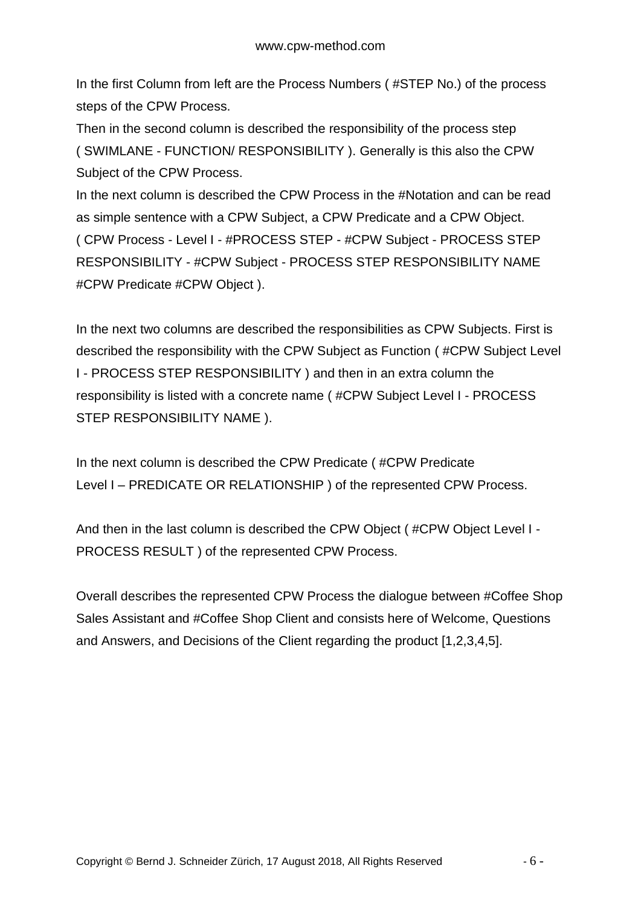In the first Column from left are the Process Numbers ( #STEP No.) of the process steps of the CPW Process.

Then in the second column is described the responsibility of the process step ( SWIMLANE - FUNCTION/ RESPONSIBILITY ). Generally is this also the CPW Subject of the CPW Process.

In the next column is described the CPW Process in the #Notation and can be read as simple sentence with a CPW Subject, a CPW Predicate and a CPW Object. ( CPW Process - Level I - #PROCESS STEP - #CPW Subject - PROCESS STEP RESPONSIBILITY - #CPW Subject - PROCESS STEP RESPONSIBILITY NAME #CPW Predicate #CPW Object ).

In the next two columns are described the responsibilities as CPW Subjects. First is described the responsibility with the CPW Subject as Function ( #CPW Subject Level I - PROCESS STEP RESPONSIBILITY ) and then in an extra column the responsibility is listed with a concrete name ( #CPW Subject Level I - PROCESS STEP RESPONSIBILITY NAME ).

In the next column is described the CPW Predicate ( #CPW Predicate Level I – PREDICATE OR RELATIONSHIP ) of the represented CPW Process.

And then in the last column is described the CPW Object ( #CPW Object Level I - PROCESS RESULT ) of the represented CPW Process.

Overall describes the represented CPW Process the dialogue between #Coffee Shop Sales Assistant and #Coffee Shop Client and consists here of Welcome, Questions and Answers, and Decisions of the Client regarding the product [1,2,3,4,5].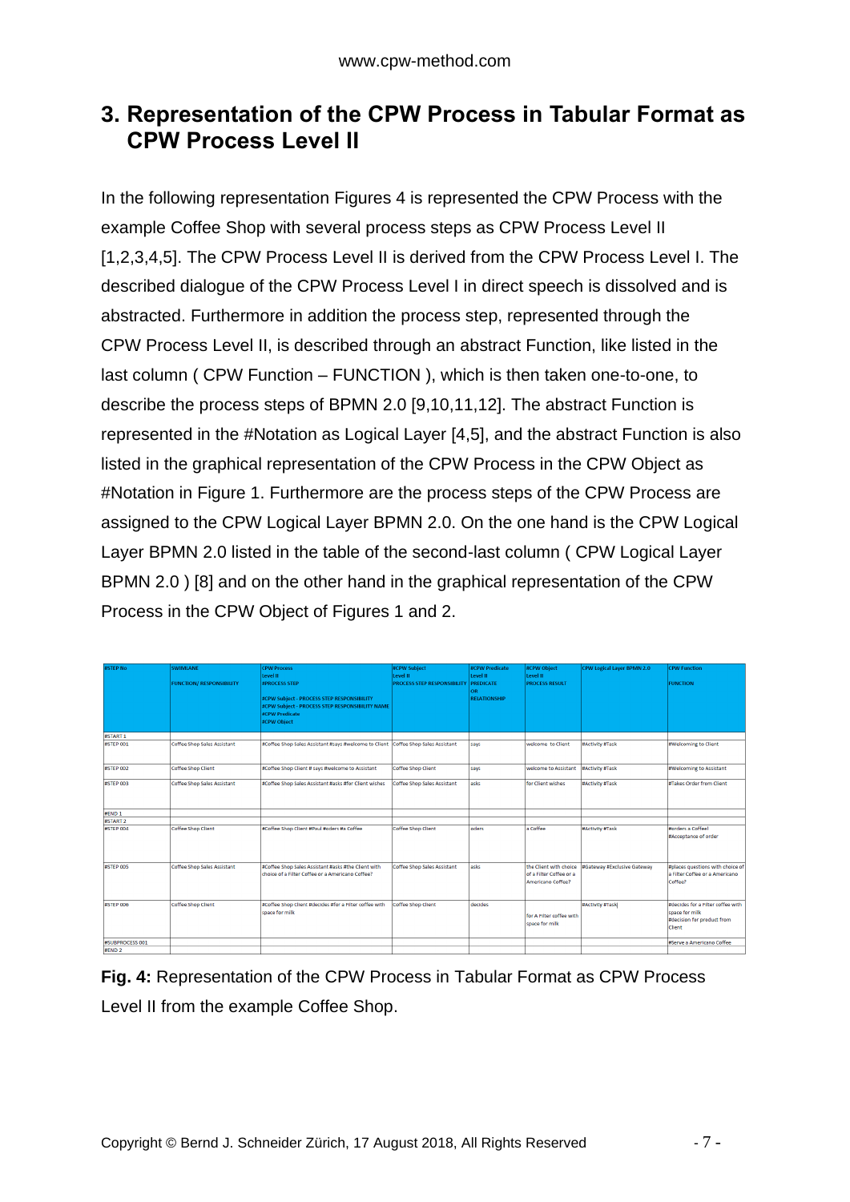## 3. Representation of the CPW Process in Tabular Format as CPW Process Level II

In the following representation Figures 4 is represented the CPW Process with the example Coffee Shop with several process steps as CPW Process Level II [1,2,3,4,5]. The CPW Process Level II is derived from the CPW Process Level I. The described dialogue of the CPW Process Level I in direct speech is dissolved and is abstracted. Furthermore in addition the process step, represented through the CPW Process Level II, is described through an abstract Function, like listed in the last column ( CPW Function – FUNCTION ), which is then taken one-to-one, to describe the process steps of BPMN 2.0 [9,10,11,12]. The abstract Function is represented in the #Notation as Logical Layer [4,5], and the abstract Function is also listed in the graphical representation of the CPW Process in the CPW Object as #Notation in Figure 1. Furthermore are the process steps of the CPW Process are assigned to the CPW Logical Layer BPMN 2.0. On the one hand is the CPW Logical Layer BPMN 2.0 listed in the table of the second-last column ( CPW Logical Layer BPMN 2.0 ) [8] and on the other hand in the graphical representation of the CPW Process in the CPW Object of Figures 1 and 2.

| #STEP No | SWIMLANE FUNCTION/ RESPONSIBILITY | CPW Process Level II #PROCESS STEP #CPW Subject - PROCESS STEP RESPONSIBILITY #CPW Subject - PROCESS STEP RESPONSIBILITY NAME #CPW Predicate #CPW Object | #CPW Subject Level II PROCESS STEP RESPONSIBILITY | #CPW Predicate Level II PREDICATE OR RELATIONSHIP | #CPW Object Level II PROCESS RESULT | CPW Logical Layer BPMN 2.0 | CPW Function FUNCTION |
|---|---|---|---|---|---|---|---|
| #START 1 | | | | | | | |
| #STEP 001 | Coffee Shop Sales Assistant | #Coffee Shop Sales Assistant #says #welcome to Client | Coffee Shop Sales Assistant | says | welcome to Client | #Activity #Task | #Welcoming to Client |
| #STEP 002 | Coffee Shop Client | #Coffee Shop Client # says #welcome to Assistant | Coffee Shop Client | says | welcome to Assistant | #Activity #Task | #Welcoming to Assistant |
| #STEP 003 | Coffee Shop Sales Assistant | #Coffee Shop Sales Assistant #asks #for Client wishes | Coffee Shop Sales Assistant | asks | for Client wishes | #Activity #Task | #Takes Order from Client |
| #END 1 | | | | | | | |
| #START 2 | | | | | | | |
| #STEP 004 | Coffee Shop Client | #Coffee Shop Client #Paul #oders #a Coffee | Coffee Shop Client | oders | a Coffee | #Activity #Task | #orders a Coffeel #Acceptance of order |
| #STEP 005 | Coffee Shop Sales Assistant | #Coffee Shop Sales Assistant #asks #the Client with choice of a Filter Coffee or a Americano Coffee? | Coffee Shop Sales Assistant | asks | the Client with choice of a Filter Coffee or a Americano Coffee? | #Gateway #Exclusive Gateway | #places questions with choice of a Filter Coffee or a Americano Coffee? |
| #STEP 006 | Coffee Shop Client | #Coffee Shop Client #decides #for a Filter coffee with space for milk | Coffee Shop Client | decides | for A Filter coffee with space for milk | #Activity #Task] | #decides for a Filter coffee with space for milk #decision for product from Client |
| #SUBPROCESS 001 | | | | | | | #Serve a Americano Coffee |
| #END 2 | | | | | | | |

**Fig. 4:** Representation of the CPW Process in Tabular Format as CPW Process Level II from the example Coffee Shop.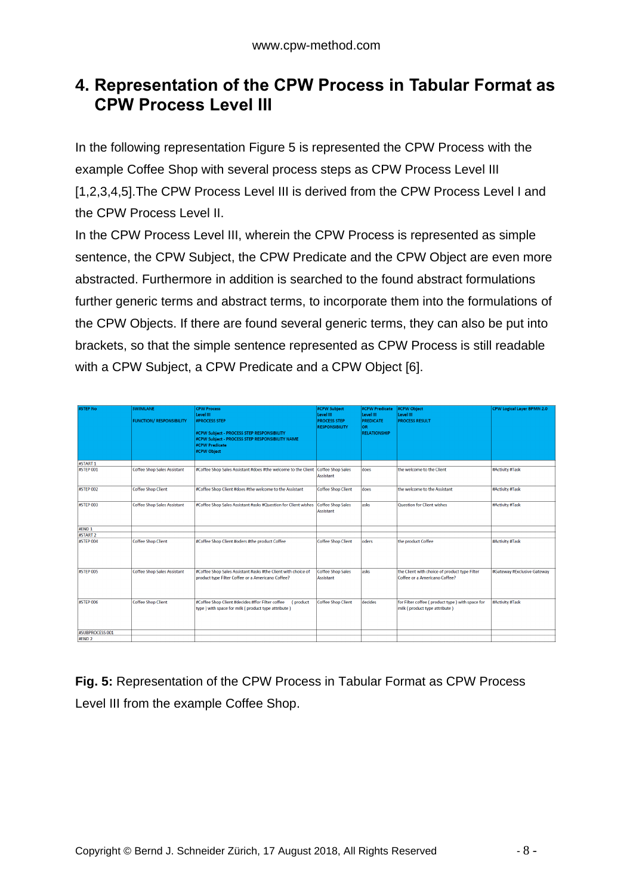## 4. Representation of the CPW Process in Tabular Format as CPW Process Level III

In the following representation Figure 5 is represented the CPW Process with the example Coffee Shop with several process steps as CPW Process Level III [1,2,3,4,5].The CPW Process Level III is derived from the CPW Process Level I and the CPW Process Level II.

In the CPW Process Level III, wherein the CPW Process is represented as simple sentence, the CPW Subject, the CPW Predicate and the CPW Object are even more abstracted. Furthermore in addition is searched to the found abstract formulations further generic terms and abstract terms, to incorporate them into the formulations of the CPW Objects. If there are found several generic terms, they can also be put into brackets, so that the simple sentence represented as CPW Process is still readable with a CPW Subject, a CPW Predicate and a CPW Object [6].

| #STEP No | SWIMLANE FUNCTION/ RESPONSIBILITY | CPW Process Level III #PROCESS STEP #CPW Subject - PROCESS STEP RESPONSIBILITY #CPW Subject - PROCESS STEP RESPONSIBILITY NAME #CPW Predicate #CPW Object | #CPW Subject Level III PROCESS STEP RESPONSIBILITY | #CPW Predicate Level III PREDICATE OR RELATIONSHIP | #CPW Object Level III PROCESS RESULT | CPW Logical Layer BPMN 2.0 |
|---|---|---|---|---|---|---|
| #START 1 | | | | | | |
| #STEP 001 | Coffee Shop Sales Assistant | #Coffee Shop Sales Assistant #does #the welcome to the Client | Coffee Shop Sales Assistant | does | the welcome to the Client | #Activity #Task |
| #STEP 002 | Coffee Shop Client | #Coffee Shop Client #does #the welcome to the Assistant | Coffee Shop Client | does | the welcome to the Assistant | #Activity #Task |
| #STEP 003 | Coffee Shop Sales Assistant | #Coffee Shop Sales Assistant #asks #Question for Client wishes | Coffee Shop Sales Assistant | asks | Question for Client wishes | #Activity #Task |
| #END 1 | | | | | | |
| #START 2 | | | | | | |
| #STEP 004 | Coffee Shop Client | #Coffee Shop Client #oders #the product Coffee | Coffee Shop Client | oders | the product Coffee | #Activity #Task |
| #STEP 005 | Coffee Shop Sales Assistant | #Coffee Shop Sales Assistant #asks #the Client with choice of product type Filter Coffee or a Americano Coffee? | Coffee Shop Sales Assistant | asks | the Client with choice of product type Filter Coffee or a Americano Coffee? | #Gateway #Exclusive Gateway |
| #STEP 006 | Coffee Shop Client | #Coffee Shop Client #decides #for Filter coffee ( product type ) with space for milk ( product type attribute ) | Coffee Shop Client | decides | for Filter coffee ( product type ) with space for milk ( product type attribute ) | #Activity #Task |
| #SUBPROCESS 001 | | | | | | |
| #END 2 | | | | | | |

**Fig. 5:** Representation of the CPW Process in Tabular Format as CPW Process Level III from the example Coffee Shop.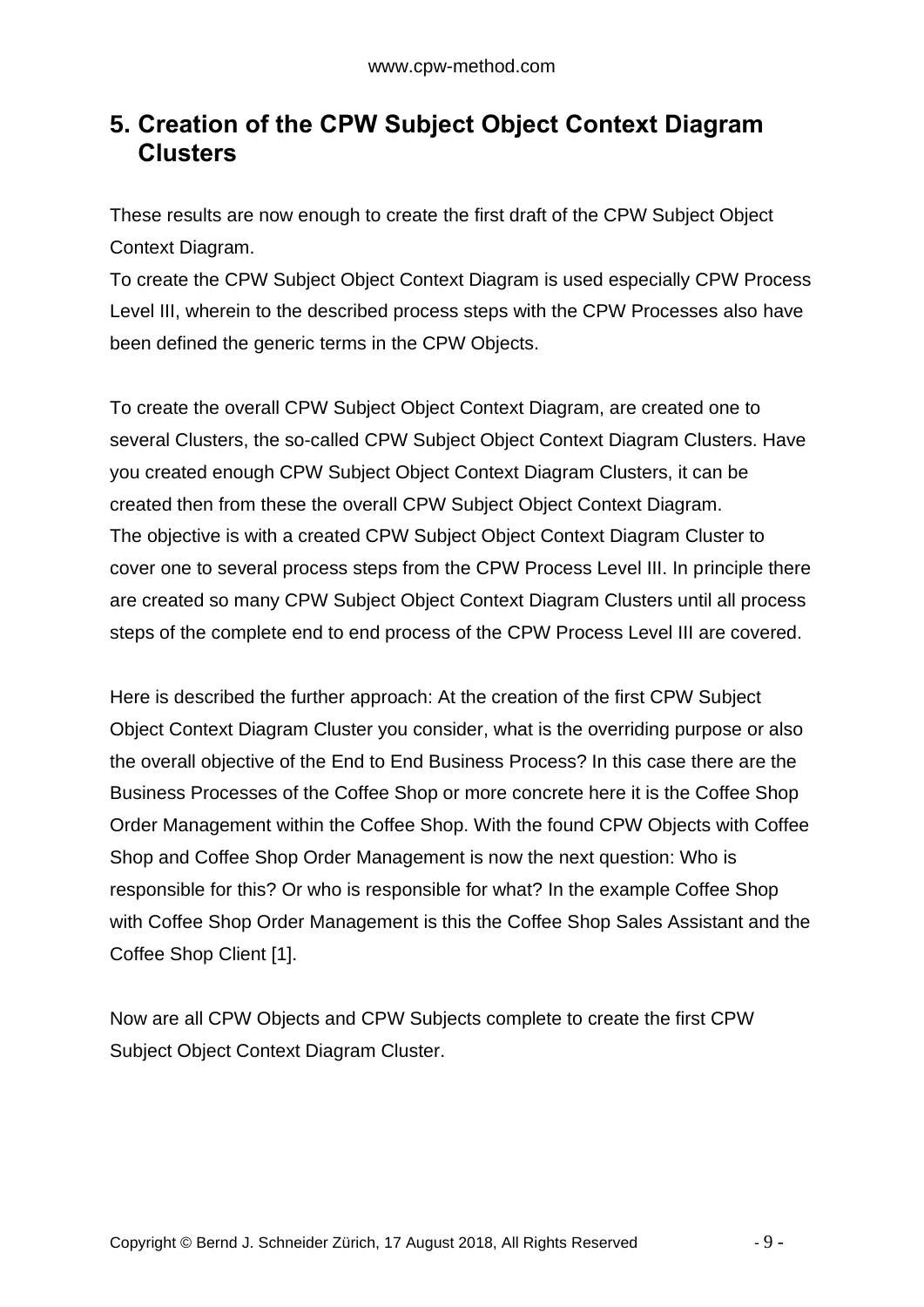# 5. Creation of the CPW Subject Object Context Diagram Clusters

These results are now enough to create the first draft of the CPW Subject Object Context Diagram.
To create the CPW Subject Object Context Diagram is used especially CPW Process Level III, wherein to the described process steps with the CPW Processes also have been defined the generic terms in the CPW Objects.

To create the overall CPW Subject Object Context Diagram, are created one to several Clusters, the so-called CPW Subject Object Context Diagram Clusters. Have you created enough CPW Subject Object Context Diagram Clusters, it can be created then from these the overall CPW Subject Object Context Diagram.
The objective is with a created CPW Subject Object Context Diagram Cluster to cover one to several process steps from the CPW Process Level III. In principle there are created so many CPW Subject Object Context Diagram Clusters until all process steps of the complete end to end process of the CPW Process Level III are covered.

Here is described the further approach: At the creation of the first CPW Subject Object Context Diagram Cluster you consider, what is the overriding purpose or also the overall objective of the End to End Business Process? In this case there are the Business Processes of the Coffee Shop or more concrete here it is the Coffee Shop Order Management within the Coffee Shop. With the found CPW Objects with Coffee Shop and Coffee Shop Order Management is now the next question: Who is responsible for this? Or who is responsible for what? In the example Coffee Shop with Coffee Shop Order Management is this the Coffee Shop Sales Assistant and the Coffee Shop Client [1].

Now are all CPW Objects and CPW Subjects complete to create the first CPW Subject Object Context Diagram Cluster.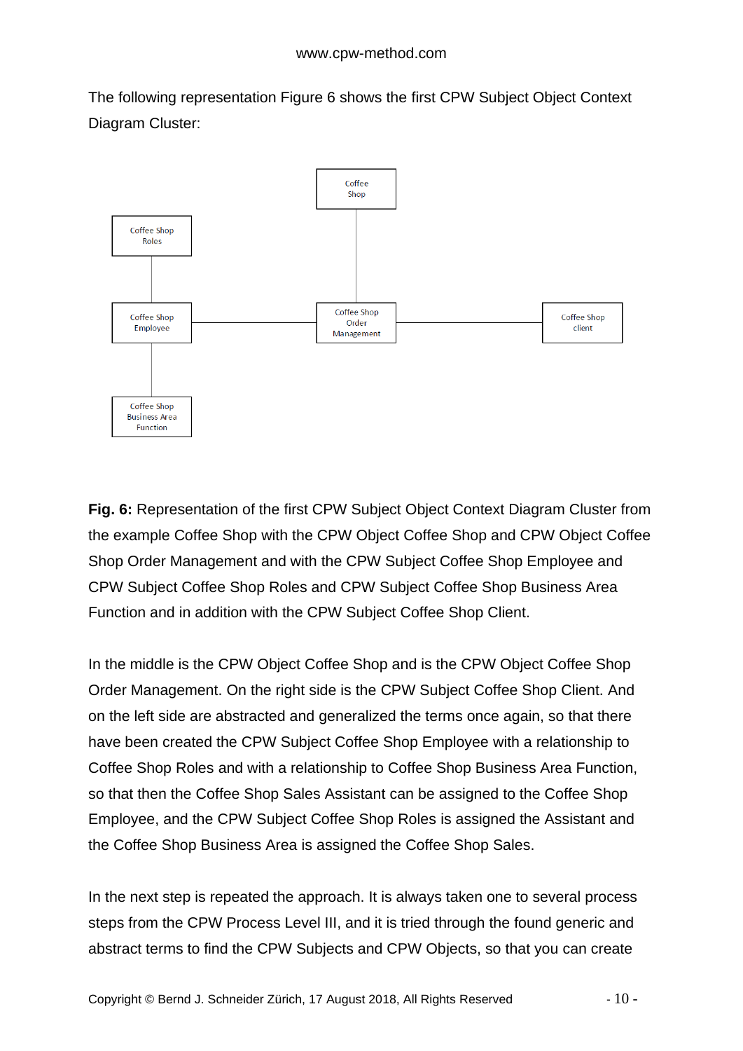The following representation Figure 6 shows the first CPW Subject Object Context Diagram Cluster:

**Fig. 6:** Representation of the first CPW Subject Object Context Diagram Cluster from the example Coffee Shop with the CPW Object Coffee Shop and CPW Object Coffee Shop Order Management and with the CPW Subject Coffee Shop Employee and CPW Subject Coffee Shop Roles and CPW Subject Coffee Shop Business Area Function and in addition with the CPW Subject Coffee Shop Client.

In the middle is the CPW Object Coffee Shop and is the CPW Object Coffee Shop Order Management. On the right side is the CPW Subject Coffee Shop Client. And on the left side are abstracted and generalized the terms once again, so that there have been created the CPW Subject Coffee Shop Employee with a relationship to Coffee Shop Roles and with a relationship to Coffee Shop Business Area Function, so that then the Coffee Shop Sales Assistant can be assigned to the Coffee Shop Employee, and the CPW Subject Coffee Shop Roles is assigned the Assistant and the Coffee Shop Business Area is assigned the Coffee Shop Sales.

In the next step is repeated the approach. It is always taken one to several process steps from the CPW Process Level III, and it is tried through the found generic and abstract terms to find the CPW Subjects and CPW Objects, so that you can create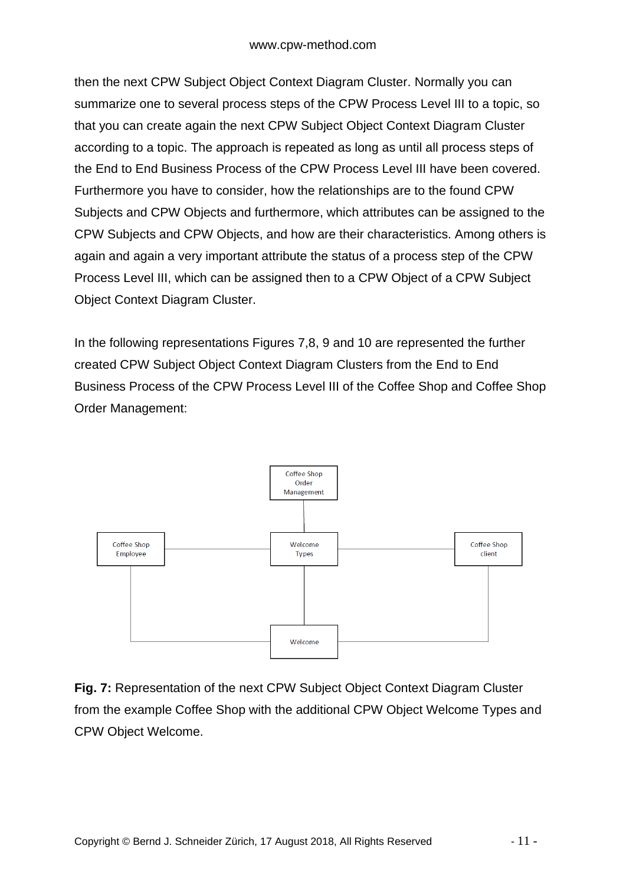then the next CPW Subject Object Context Diagram Cluster. Normally you can summarize one to several process steps of the CPW Process Level III to a topic, so that you can create again the next CPW Subject Object Context Diagram Cluster according to a topic. The approach is repeated as long as until all process steps of the End to End Business Process of the CPW Process Level III have been covered. Furthermore you have to consider, how the relationships are to the found CPW Subjects and CPW Objects and furthermore, which attributes can be assigned to the CPW Subjects and CPW Objects, and how are their characteristics. Among others is again and again a very important attribute the status of a process step of the CPW Process Level III, which can be assigned then to a CPW Object of a CPW Subject Object Context Diagram Cluster.

In the following representations Figures 7,8, 9 and 10 are represented the further created CPW Subject Object Context Diagram Clusters from the End to End Business Process of the CPW Process Level III of the Coffee Shop and Coffee Shop Order Management:

Coffee Shop Order Management

Coffee Shop Employee

Welcome Types

Coffee Shop client

Welcome

**Fig. 7:** Representation of the next CPW Subject Object Context Diagram Cluster from the example Coffee Shop with the additional CPW Object Welcome Types and CPW Object Welcome.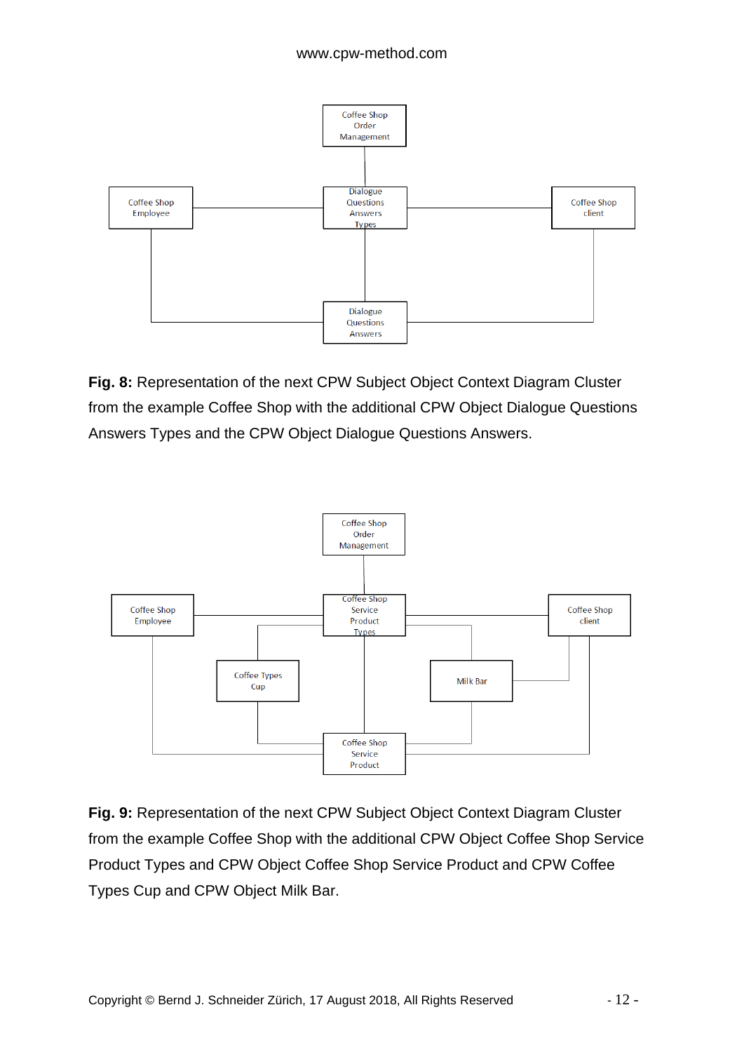**Fig. 8:** Representation of the next CPW Subject Object Context Diagram Cluster from the example Coffee Shop with the additional CPW Object Dialogue Questions Answers Types and the CPW Object Dialogue Questions Answers.

**Fig. 9:** Representation of the next CPW Subject Object Context Diagram Cluster from the example Coffee Shop with the additional CPW Object Coffee Shop Service Product Types and CPW Object Coffee Shop Service Product and CPW Coffee Types Cup and CPW Object Milk Bar.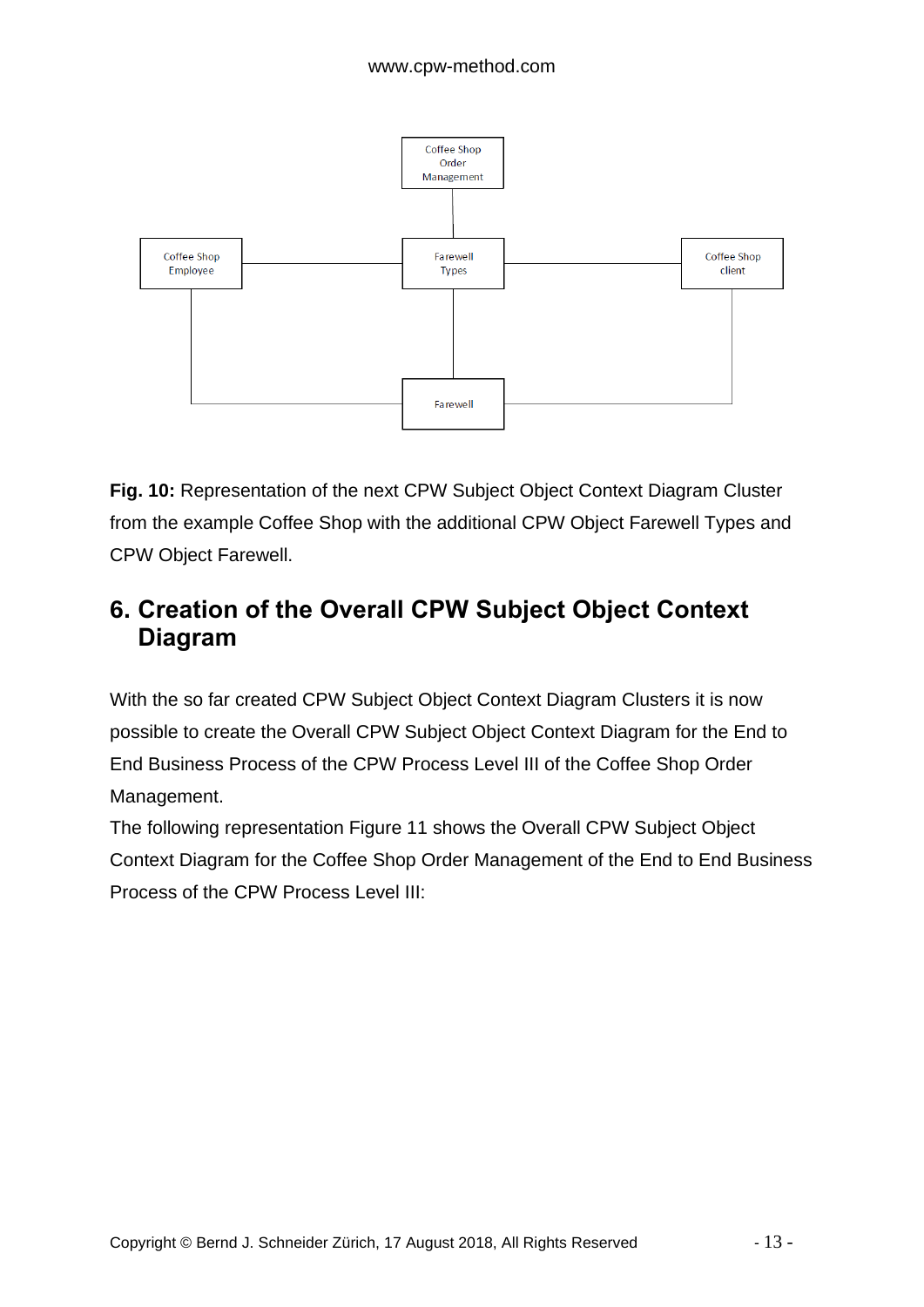**Fig. 10:** Representation of the next CPW Subject Object Context Diagram Cluster from the example Coffee Shop with the additional CPW Object Farewell Types and CPW Object Farewell.

## 6. Creation of the Overall CPW Subject Object Context Diagram

With the so far created CPW Subject Object Context Diagram Clusters it is now possible to create the Overall CPW Subject Object Context Diagram for the End to End Business Process of the CPW Process Level III of the Coffee Shop Order Management.

The following representation Figure 11 shows the Overall CPW Subject Object Context Diagram for the Coffee Shop Order Management of the End to End Business Process of the CPW Process Level III: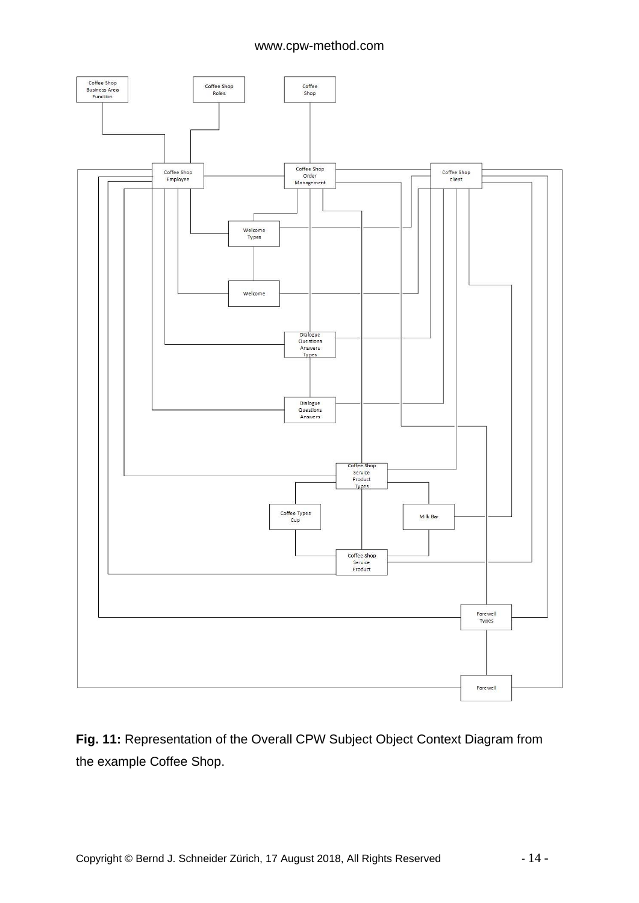Coffee Shop Business Area Function

Coffee Shop Roles

Coffee Shop

Coffee Shop Employee

Coffee Shop Order Management

Coffee Shop client

Welcome Types

Welcome

Dialogue Questions Answers Types

Dialogue Questions Answers

Coffee Shop Service Product Types

Coffee Types Cup

Milk Bar

Coffee Shop Service Product

Farewell Types

Farewell

**Fig. 11:** Representation of the Overall CPW Subject Object Context Diagram from the example Coffee Shop.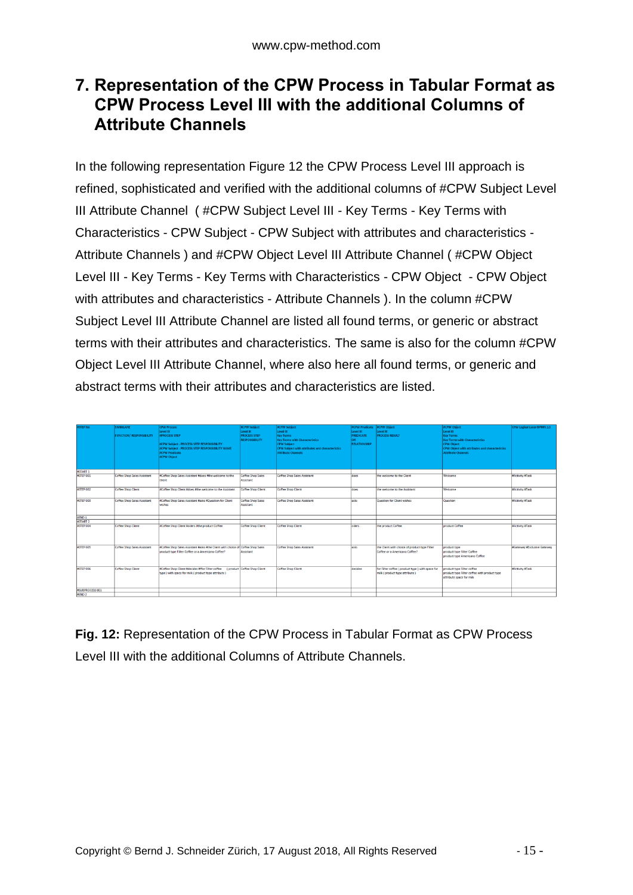# 7. Representation of the CPW Process in Tabular Format as CPW Process Level III with the additional Columns of Attribute Channels

In the following representation Figure 12 the CPW Process Level III approach is refined, sophisticated and verified with the additional columns of #CPW Subject Level III Attribute Channel ( #CPW Subject Level III - Key Terms - Key Terms with Characteristics - CPW Subject - CPW Subject with attributes and characteristics - Attribute Channels ) and #CPW Object Level III Attribute Channel ( #CPW Object Level III - Key Terms - Key Terms with Characteristics - CPW Object - CPW Object with attributes and characteristics - Attribute Channels ). In the column #CPW Subject Level III Attribute Channel are listed all found terms, or generic or abstract terms with their attributes and characteristics. The same is also for the column #CPW Object Level III Attribute Channel, where also here all found terms, or generic and abstract terms with their attributes and characteristics are listed.

| #STEP No | SWIMLANE FUNCTION/ RESPONSIBILITY | CPW Process Level III #PROCESS STEP #CPW Subject - PROCESS STEP RESPONSIBILITY #CPW Subject - PROCESS STEP RESPONSIBILITY NAME #CPW Predicate #CPW Object | #CPW Subject Level III PROCESS STEP RESPONSIBILITY | #CPW Subject Level III Key Terms Key Terms with Characteristics CPW Subject CPW Subject with attributes and characteristics Attribute Channels | #CPW Predicate Level III PREDICATE OR RELATIONSHIP | #CPW Object Level III PROCESS RESULT | #CPW Object Level III Key Terms Key Terms with Characteristics CPW Object CPW Object with attributes and characteristics Attribute Channels | CPW Logical Layer BPMN 2.0 |
|---|---|---|---|---|---|---|---|---|
| #START 1 | | | | | | | | |
| #STEP 001 | Coffee Shop Sales Assistant | #Coffee Shop Sales Assistant #does #the welcome to the Client | Coffee Shop Sales Assistant | Coffee Shop Sales Assistant | does | the welcome to the Client | Welcome | #Activity #Task |
| #STEP 002 | Coffee Shop Client | #Coffee Shop Client #does #the welcome to the Assistant | Coffee Shop Client | Coffee Shop Client | does | the welcome to the Assistant | Welcome | #Activity #Task |
| #STEP 003 | Coffee Shop Sales Assistant | #Coffee Shop Sales Assistant #asks #Question for Client wishes | Coffee Shop Sales Assistant | Coffee Shop Sales Assistant | asks | Question for Client wishes | Question | #Activity #Task |
| #END 1 | | | | | | | | |
| #START 2 | | | | | | | | |
| #STEP 004 | Coffee Shop Client | #Coffee Shop Client #oders #the product Coffee | Coffee Shop Client | Coffee Shop Client | oders | the product Coffee | product Coffee | #Activity #Task |
| #STEP 005 | Coffee Shop Sales Assistant | #Coffee Shop Sales Assistant #asks #the Client with choice of product type Filter Coffee or a Americano Coffee? | Coffee Shop Sales Assistant | Coffee Shop Sales Assistant | asks | the Client with choice of product type Filter Coffee or a Americano Coffee? | product type product type Filter Coffee product type Americano Coffee | #Gateway #Exclusive Gateway |
| #STEP 006 | Coffee Shop Client | #Coffee Shop Client #decides #for Filter coffee ( product type ) with space for milk ( product type attribute ) | Coffee Shop Client | Coffee Shop Client | decides | for Filter coffee ( product type ) with space for milk ( product type attribute ) | product type Filter coffee product type Filter coffee with product type attribute space for milk | #Activity #Task |
| #SUBPROCESS 001 | | | | | | | | |
| #END 2 | | | | | | | | |

**Fig. 12:** Representation of the CPW Process in Tabular Format as CPW Process Level III with the additional Columns of Attribute Channels.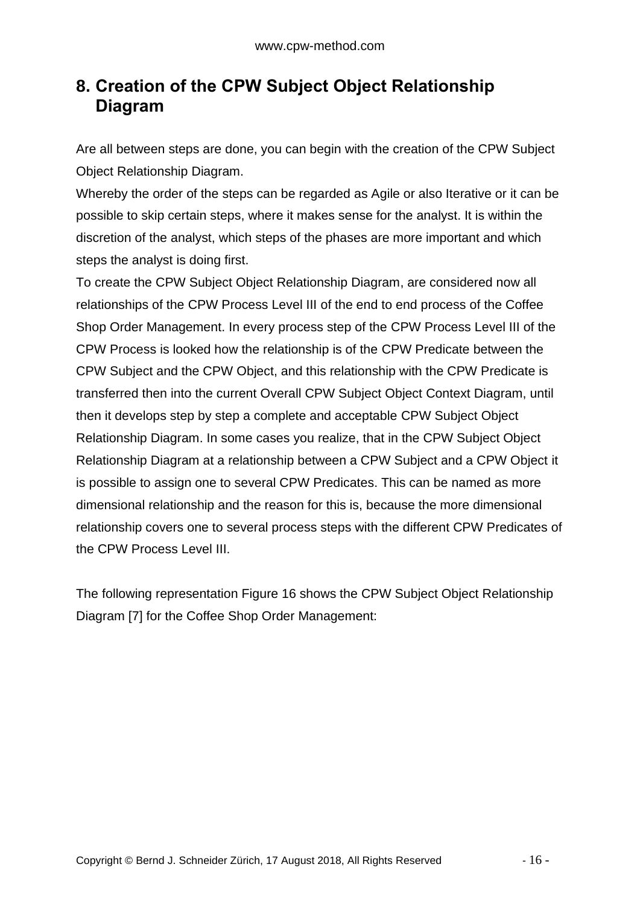## 8. Creation of the CPW Subject Object Relationship Diagram

Are all between steps are done, you can begin with the creation of the CPW Subject Object Relationship Diagram.
Whereby the order of the steps can be regarded as Agile or also Iterative or it can be possible to skip certain steps, where it makes sense for the analyst. It is within the discretion of the analyst, which steps of the phases are more important and which steps the analyst is doing first.
To create the CPW Subject Object Relationship Diagram, are considered now all relationships of the CPW Process Level III of the end to end process of the Coffee Shop Order Management. In every process step of the CPW Process Level III of the CPW Process is looked how the relationship is of the CPW Predicate between the CPW Subject and the CPW Object, and this relationship with the CPW Predicate is transferred then into the current Overall CPW Subject Object Context Diagram, until then it develops step by step a complete and acceptable CPW Subject Object Relationship Diagram. In some cases you realize, that in the CPW Subject Object Relationship Diagram at a relationship between a CPW Subject and a CPW Object it is possible to assign one to several CPW Predicates. This can be named as more dimensional relationship and the reason for this is, because the more dimensional relationship covers one to several process steps with the different CPW Predicates of the CPW Process Level III.

The following representation Figure 16 shows the CPW Subject Object Relationship Diagram [7] for the Coffee Shop Order Management: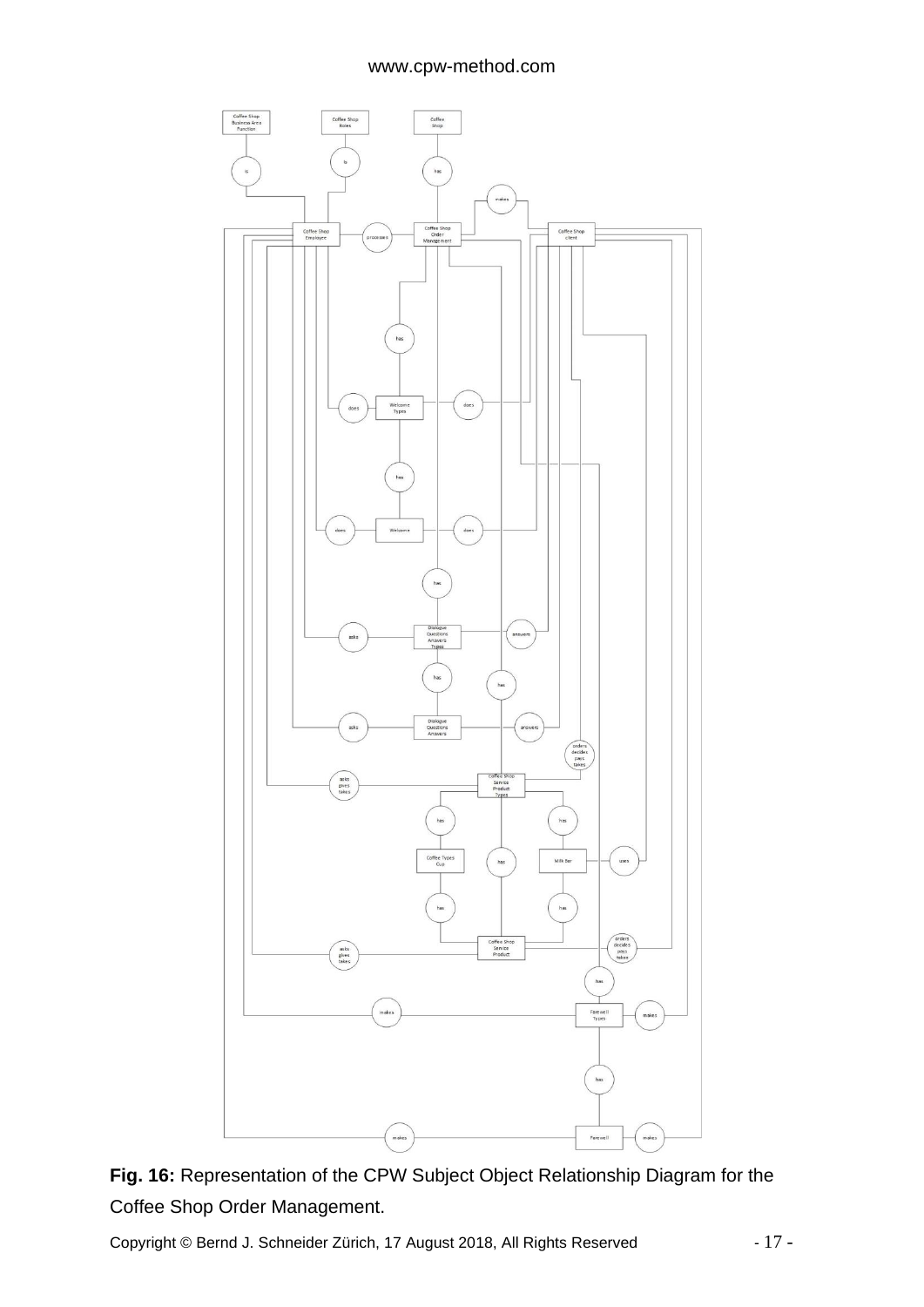**Fig. 16:** Representation of the CPW Subject Object Relationship Diagram for the Coffee Shop Order Management.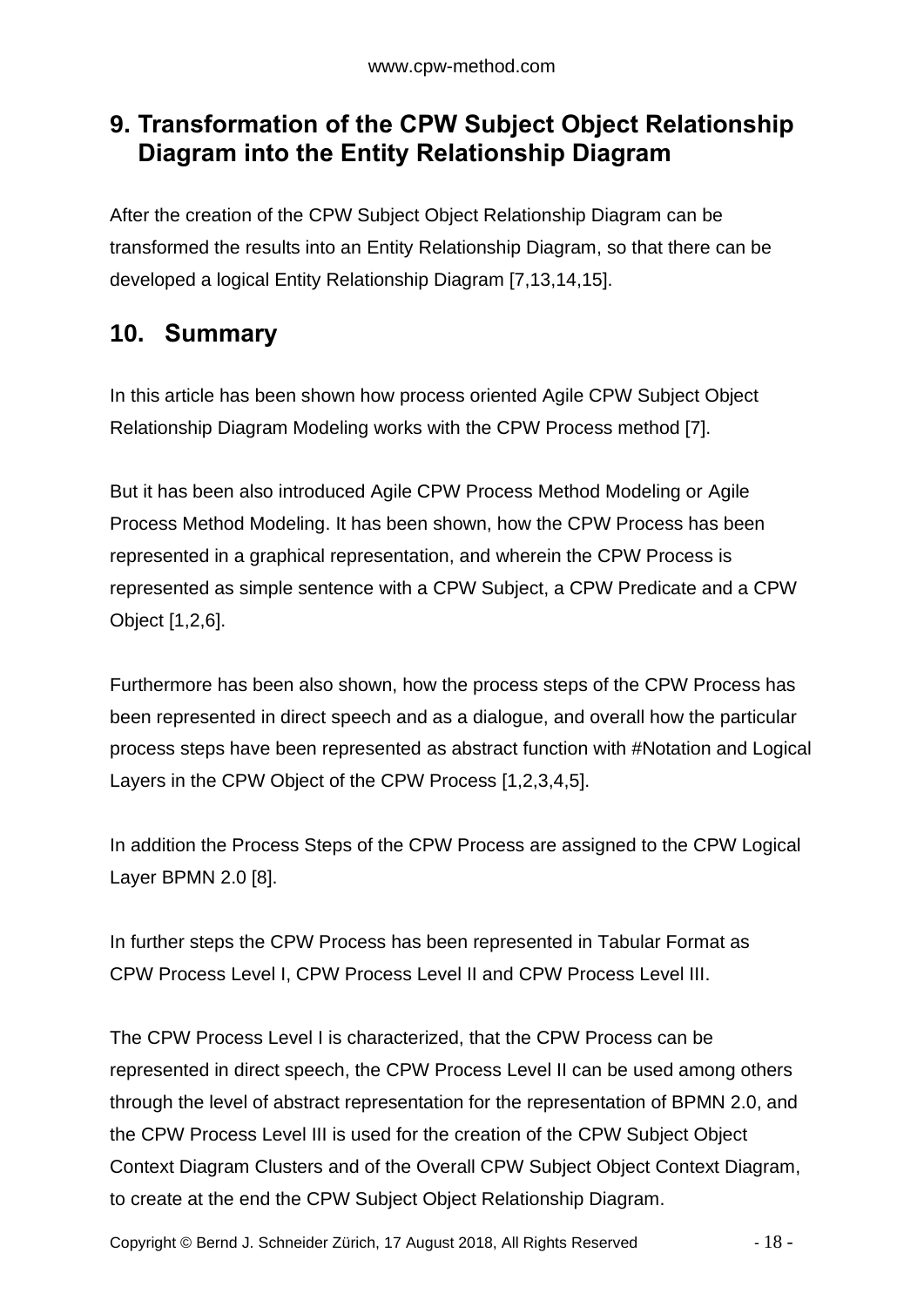## 9. Transformation of the CPW Subject Object Relationship Diagram into the Entity Relationship Diagram

After the creation of the CPW Subject Object Relationship Diagram can be transformed the results into an Entity Relationship Diagram, so that there can be developed a logical Entity Relationship Diagram [7,13,14,15].

## 10. Summary

In this article has been shown how process oriented Agile CPW Subject Object Relationship Diagram Modeling works with the CPW Process method [7].

But it has been also introduced Agile CPW Process Method Modeling or Agile Process Method Modeling. It has been shown, how the CPW Process has been represented in a graphical representation, and wherein the CPW Process is represented as simple sentence with a CPW Subject, a CPW Predicate and a CPW Object [1,2,6].

Furthermore has been also shown, how the process steps of the CPW Process has been represented in direct speech and as a dialogue, and overall how the particular process steps have been represented as abstract function with #Notation and Logical Layers in the CPW Object of the CPW Process [1,2,3,4,5].

In addition the Process Steps of the CPW Process are assigned to the CPW Logical Layer BPMN 2.0 [8].

In further steps the CPW Process has been represented in Tabular Format as CPW Process Level I, CPW Process Level II and CPW Process Level III.

The CPW Process Level I is characterized, that the CPW Process can be represented in direct speech, the CPW Process Level II can be used among others through the level of abstract representation for the representation of BPMN 2.0, and the CPW Process Level III is used for the creation of the CPW Subject Object Context Diagram Clusters and of the Overall CPW Subject Object Context Diagram, to create at the end the CPW Subject Object Relationship Diagram.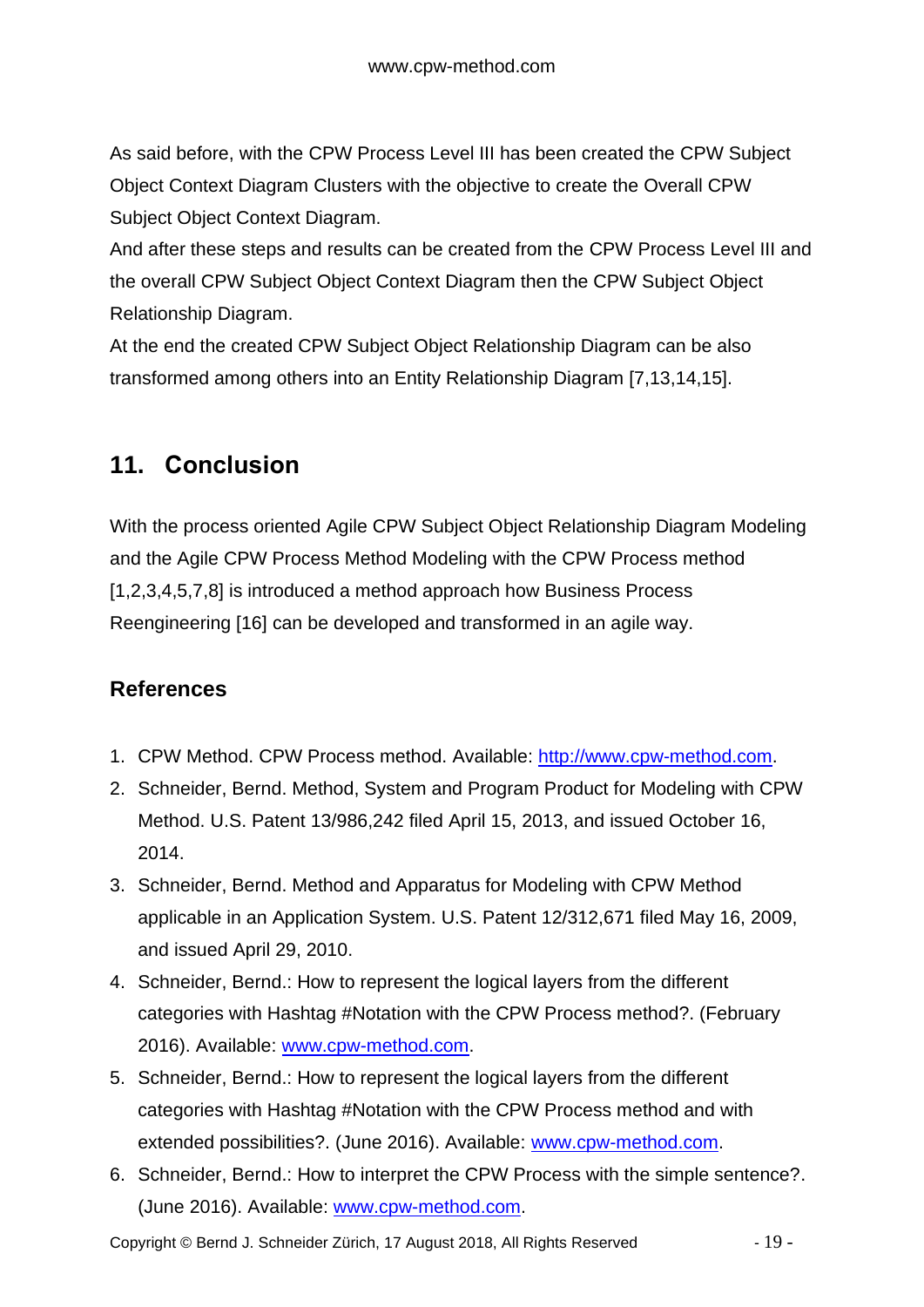As said before, with the CPW Process Level III has been created the CPW Subject Object Context Diagram Clusters with the objective to create the Overall CPW Subject Object Context Diagram.
And after these steps and results can be created from the CPW Process Level III and the overall CPW Subject Object Context Diagram then the CPW Subject Object Relationship Diagram.
At the end the created CPW Subject Object Relationship Diagram can be also transformed among others into an Entity Relationship Diagram [7,13,14,15].

## 11. Conclusion

With the process oriented Agile CPW Subject Object Relationship Diagram Modeling and the Agile CPW Process Method Modeling with the CPW Process method [1,2,3,4,5,7,8] is introduced a method approach how Business Process Reengineering [16] can be developed and transformed in an agile way.

### References

1. CPW Method. CPW Process method. Available: http://www.cpw-method.com.
2. Schneider, Bernd. Method, System and Program Product for Modeling with CPW Method. U.S. Patent 13/986,242 filed April 15, 2013, and issued October 16, 2014.
3. Schneider, Bernd. Method and Apparatus for Modeling with CPW Method applicable in an Application System. U.S. Patent 12/312,671 filed May 16, 2009, and issued April 29, 2010.
4. Schneider, Bernd.: How to represent the logical layers from the different categories with Hashtag #Notation with the CPW Process method?. (February 2016). Available: www.cpw-method.com.
5. Schneider, Bernd.: How to represent the logical layers from the different categories with Hashtag #Notation with the CPW Process method and with extended possibilities?. (June 2016). Available: www.cpw-method.com.
6. Schneider, Bernd.: How to interpret the CPW Process with the simple sentence?. (June 2016). Available: www.cpw-method.com.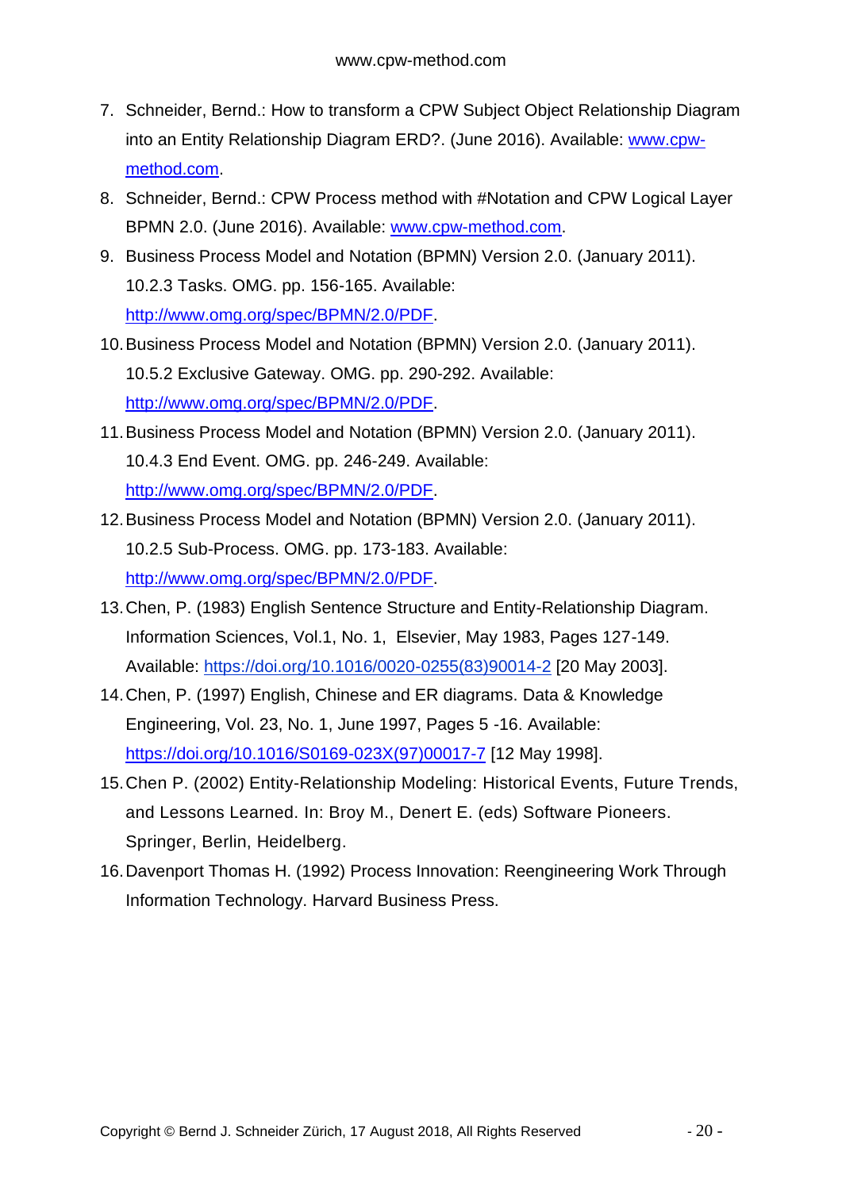7. Schneider, Bernd.: How to transform a CPW Subject Object Relationship Diagram into an Entity Relationship Diagram ERD?. (June 2016). Available: www.cpw-method.com.
8. Schneider, Bernd.: CPW Process method with #Notation and CPW Logical Layer BPMN 2.0. (June 2016). Available: www.cpw-method.com.
9. Business Process Model and Notation (BPMN) Version 2.0. (January 2011). 10.2.3 Tasks. OMG. pp. 156-165. Available: http://www.omg.org/spec/BPMN/2.0/PDF.
10. Business Process Model and Notation (BPMN) Version 2.0. (January 2011). 10.5.2 Exclusive Gateway. OMG. pp. 290-292. Available: http://www.omg.org/spec/BPMN/2.0/PDF.
11. Business Process Model and Notation (BPMN) Version 2.0. (January 2011). 10.4.3 End Event. OMG. pp. 246-249. Available: http://www.omg.org/spec/BPMN/2.0/PDF.
12. Business Process Model and Notation (BPMN) Version 2.0. (January 2011). 10.2.5 Sub-Process. OMG. pp. 173-183. Available: http://www.omg.org/spec/BPMN/2.0/PDF.
13. Chen, P. (1983) English Sentence Structure and Entity-Relationship Diagram. Information Sciences, Vol.1, No. 1, Elsevier, May 1983, Pages 127-149. Available: https://doi.org/10.1016/0020-0255(83)90014-2 [20 May 2003].
14. Chen, P. (1997) English, Chinese and ER diagrams. Data & Knowledge Engineering, Vol. 23, No. 1, June 1997, Pages 5 -16. Available: https://doi.org/10.1016/S0169-023X(97)00017-7 [12 May 1998].
15. Chen P. (2002) Entity-Relationship Modeling: Historical Events, Future Trends, and Lessons Learned. In: Broy M., Denert E. (eds) Software Pioneers. Springer, Berlin, Heidelberg.
16. Davenport Thomas H. (1992) Process Innovation: Reengineering Work Through Information Technology. Harvard Business Press.